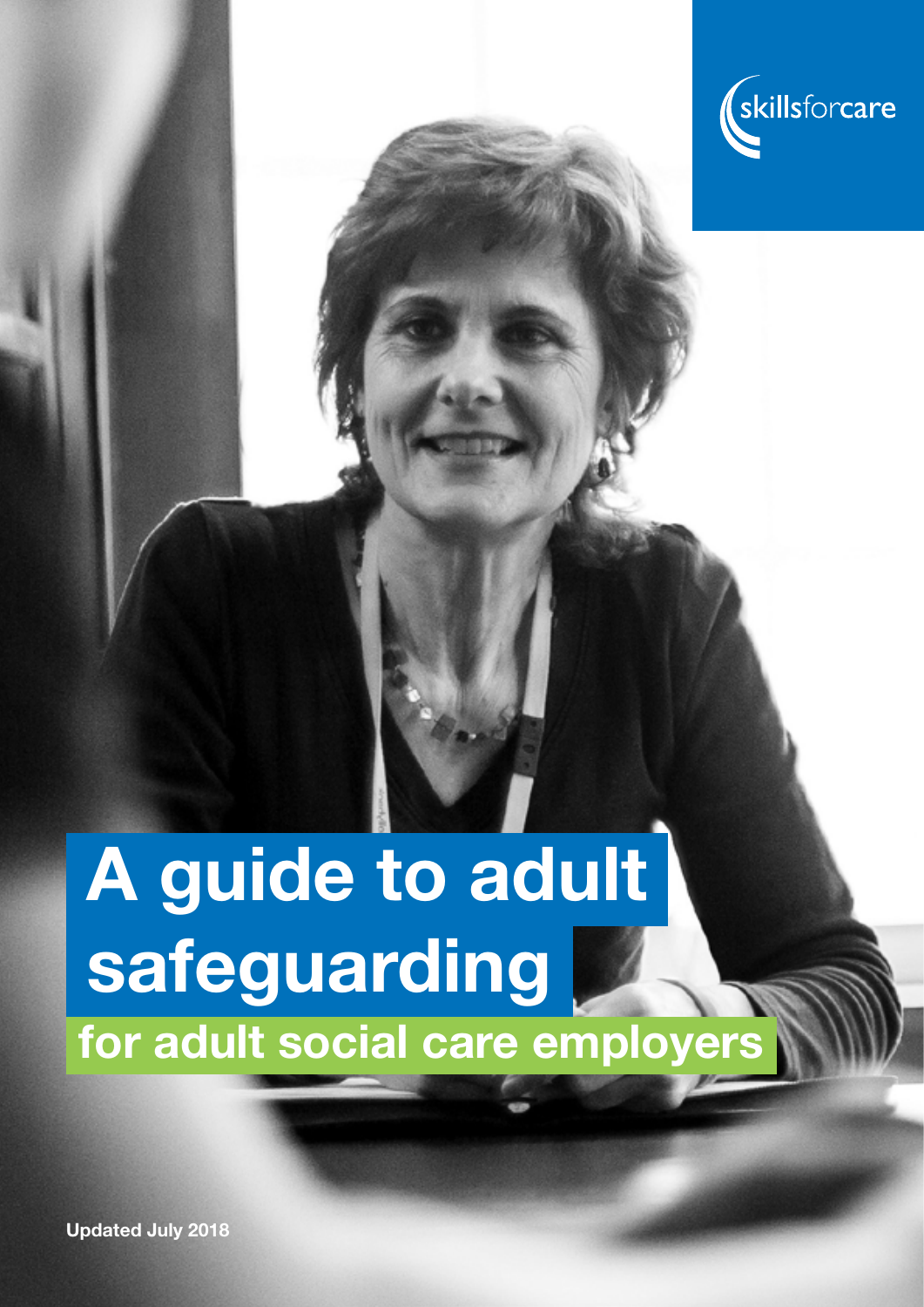skillsforcare

# A guide to adult safeguarding

## for adult social care employers

**Updated July 2018**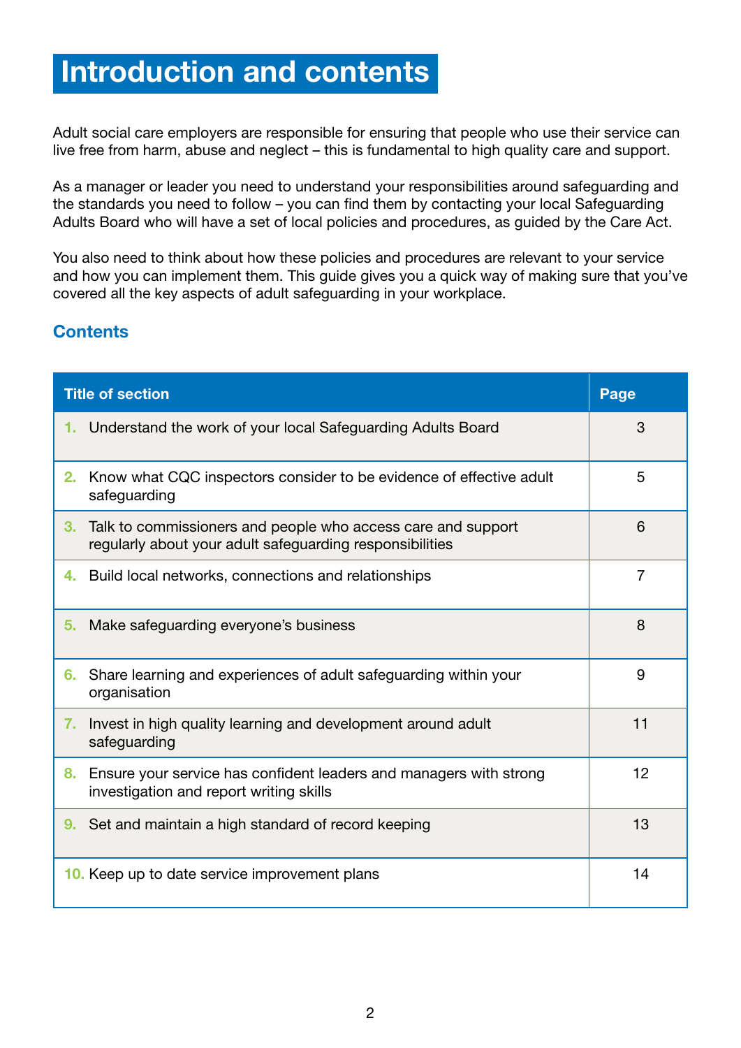# Introduction and contents

Adult social care employers are responsible for ensuring that people who use their service can live free from harm, abuse and neglect – this is fundamental to high quality care and support.

As a manager or leader you need to understand your responsibilities around safeguarding and the standards you need to follow – you can find them by contacting your local Safeguarding Adults Board who will have a set of local policies and procedures, as guided by the Care Act.

You also need to think about how these policies and procedures are relevant to your service and how you can implement them. This guide gives you a quick way of making sure that you've covered all the key aspects of adult safeguarding in your workplace.

## Contents

| Title of section | Page |
|---|---|
| 1. Understand the work of your local Safeguarding Adults Board | 3 |
| 2. Know what CQC inspectors consider to be evidence of effective adult safeguarding | 5 |
| 3. Talk to commissioners and people who access care and support regularly about your adult safeguarding responsibilities | 6 |
| 4. Build local networks, connections and relationships | 7 |
| 5. Make safeguarding everyone's business | 8 |
| 6. Share learning and experiences of adult safeguarding within your organisation | 9 |
| 7. Invest in high quality learning and development around adult safeguarding | 11 |
| 8. Ensure your service has confident leaders and managers with strong investigation and report writing skills | 12 |
| 9. Set and maintain a high standard of record keeping | 13 |
| 10. Keep up to date service improvement plans | 14 |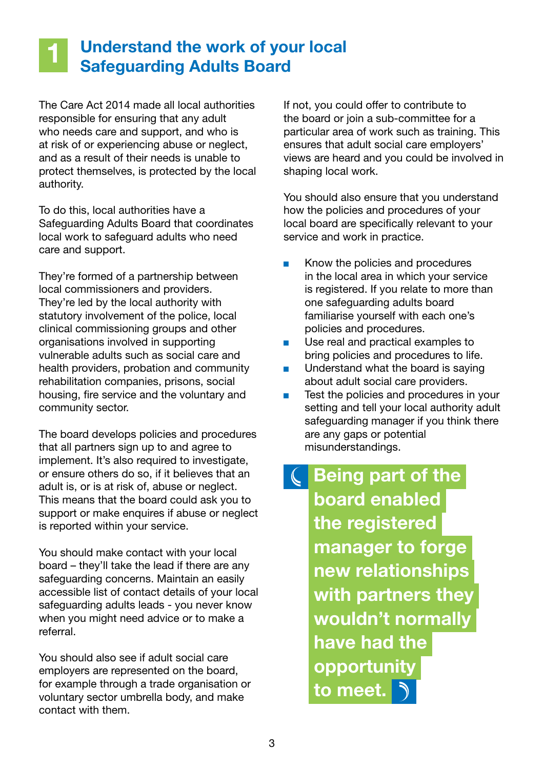# 1 Understand the work of your local Safeguarding Adults Board

The Care Act 2014 made all local authorities responsible for ensuring that any adult who needs care and support, and who is at risk of or experiencing abuse or neglect, and as a result of their needs is unable to protect themselves, is protected by the local authority.

To do this, local authorities have a Safeguarding Adults Board that coordinates local work to safeguard adults who need care and support.

They're formed of a partnership between local commissioners and providers. They're led by the local authority with statutory involvement of the police, local clinical commissioning groups and other organisations involved in supporting vulnerable adults such as social care and health providers, probation and community rehabilitation companies, prisons, social housing, fire service and the voluntary and community sector.

The board develops policies and procedures that all partners sign up to and agree to implement. It's also required to investigate, or ensure others do so, if it believes that an adult is, or is at risk of, abuse or neglect. This means that the board could ask you to support or make enquires if abuse or neglect is reported within your service.

You should make contact with your local board – they'll take the lead if there are any safeguarding concerns. Maintain an easily accessible list of contact details of your local safeguarding adults leads - you never know when you might need advice or to make a referral.

You should also see if adult social care employers are represented on the board, for example through a trade organisation or voluntary sector umbrella body, and make contact with them.

If not, you could offer to contribute to the board or join a sub-committee for a particular area of work such as training. This ensures that adult social care employers' views are heard and you could be involved in shaping local work.

You should also ensure that you understand how the policies and procedures of your local board are specifically relevant to your service and work in practice.

- Know the policies and procedures in the local area in which your service is registered. If you relate to more than one safeguarding adults board familiarise yourself with each one's policies and procedures.
- Use real and practical examples to bring policies and procedures to life.
- Understand what the board is saying about adult social care providers.
- Test the policies and procedures in your setting and tell your local authority adult safeguarding manager if you think there are any gaps or potential misunderstandings.

> **Being part of the board enabled the registered manager to forge new relationships with partners they wouldn't normally have had the opportunity to meet.**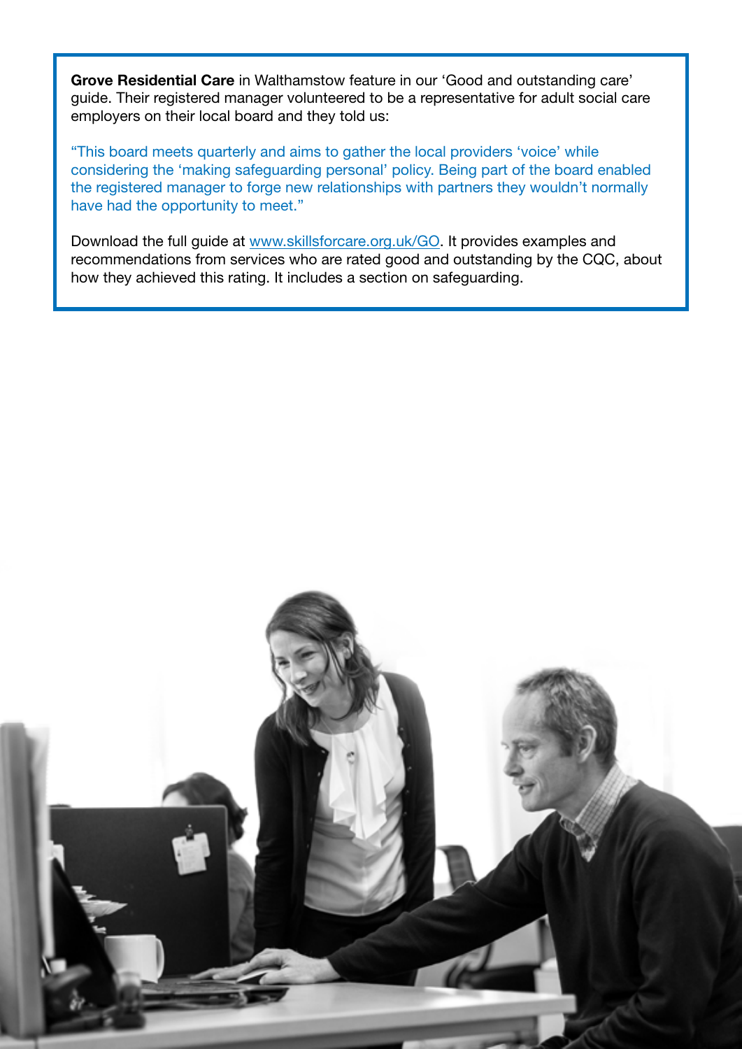**Grove Residential Care** in Walthamstow feature in our 'Good and outstanding care' guide. Their registered manager volunteered to be a representative for adult social care employers on their local board and they told us:

"This board meets quarterly and aims to gather the local providers 'voice' while considering the 'making safeguarding personal' policy. Being part of the board enabled the registered manager to forge new relationships with partners they wouldn't normally have had the opportunity to meet."

Download the full guide at www.skillsforcare.org.uk/GO. It provides examples and recommendations from services who are rated good and outstanding by the CQC, about how they achieved this rating. It includes a section on safeguarding.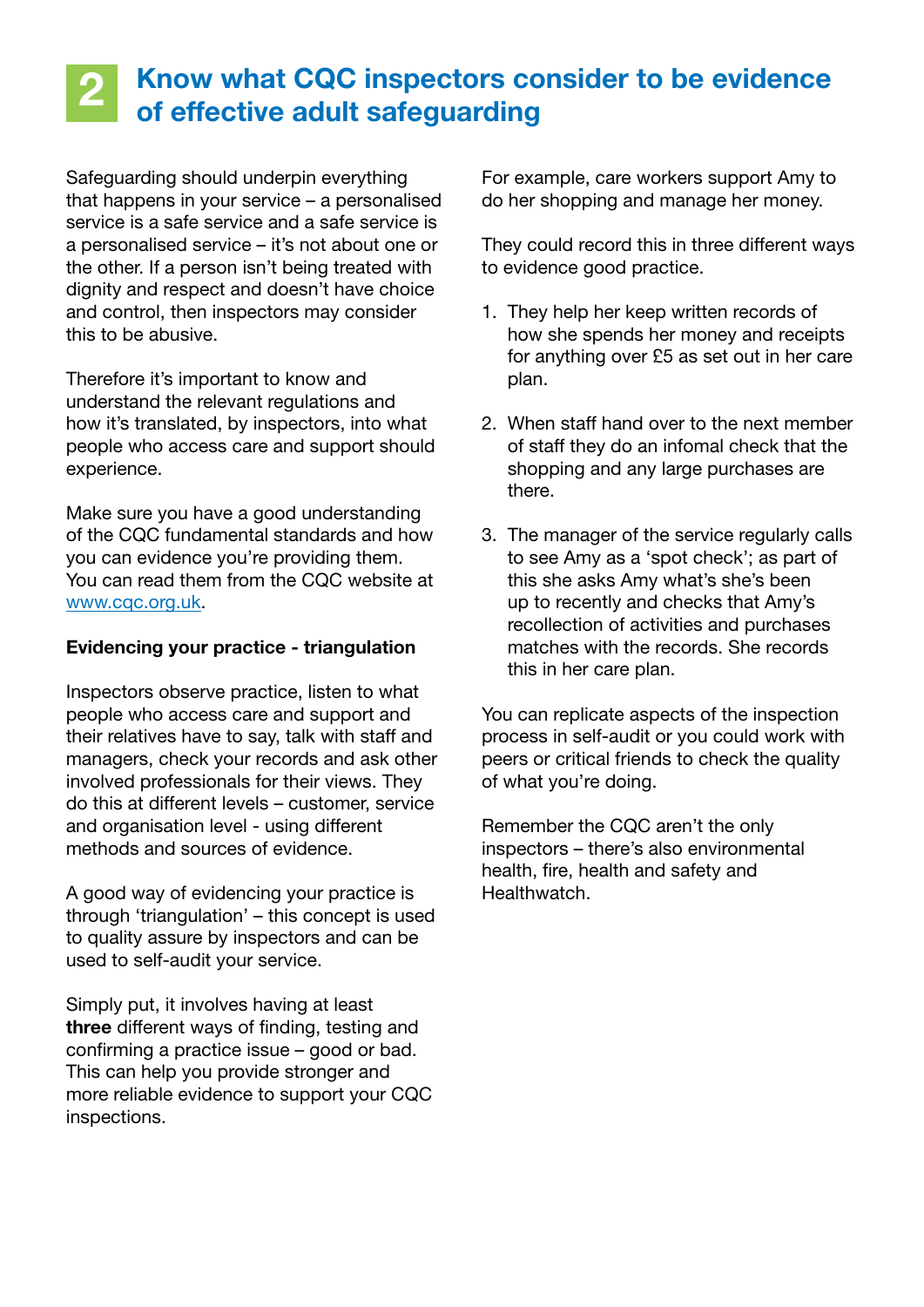# 2 Know what CQC inspectors consider to be evidence of effective adult safeguarding

Safeguarding should underpin everything that happens in your service – a personalised service is a safe service and a safe service is a personalised service – it's not about one or the other. If a person isn't being treated with dignity and respect and doesn't have choice and control, then inspectors may consider this to be abusive.

Therefore it's important to know and understand the relevant regulations and how it's translated, by inspectors, into what people who access care and support should experience.

Make sure you have a good understanding of the CQC fundamental standards and how you can evidence you're providing them. You can read them from the CQC website at [www.cqc.org.uk](www.cqc.org.uk).

**Evidencing your practice - triangulation**

Inspectors observe practice, listen to what people who access care and support and their relatives have to say, talk with staff and managers, check your records and ask other involved professionals for their views. They do this at different levels – customer, service and organisation level - using different methods and sources of evidence.

A good way of evidencing your practice is through 'triangulation' – this concept is used to quality assure by inspectors and can be used to self-audit your service.

Simply put, it involves having at least **three** different ways of finding, testing and confirming a practice issue – good or bad. This can help you provide stronger and more reliable evidence to support your CQC inspections.

For example, care workers support Amy to do her shopping and manage her money.

They could record this in three different ways to evidence good practice.

1. They help her keep written records of how she spends her money and receipts for anything over £5 as set out in her care plan.

2. When staff hand over to the next member of staff they do an infomal check that the shopping and any large purchases are there.

3. The manager of the service regularly calls to see Amy as a 'spot check'; as part of this she asks Amy what's she's been up to recently and checks that Amy's recollection of activities and purchases matches with the records. She records this in her care plan.

You can replicate aspects of the inspection process in self-audit or you could work with peers or critical friends to check the quality of what you're doing.

Remember the CQC aren't the only inspectors – there's also environmental health, fire, health and safety and Healthwatch.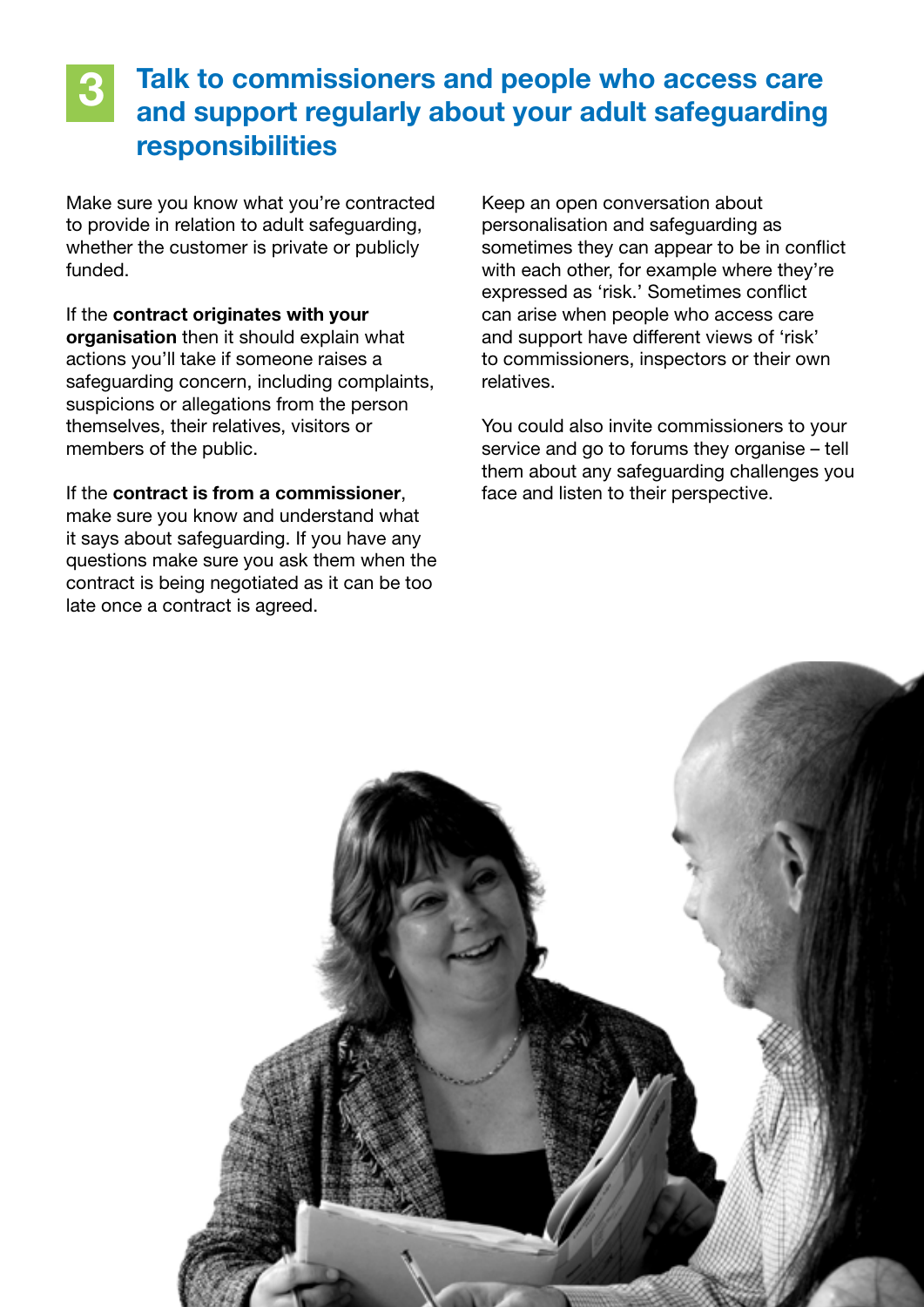## 3 Talk to commissioners and people who access care and support regularly about your adult safeguarding responsibilities

Make sure you know what you're contracted to provide in relation to adult safeguarding, whether the customer is private or publicly funded.

If the **contract originates with your organisation** then it should explain what actions you'll take if someone raises a safeguarding concern, including complaints, suspicions or allegations from the person themselves, their relatives, visitors or members of the public.

If the **contract is from a commissioner**, make sure you know and understand what it says about safeguarding. If you have any questions make sure you ask them when the contract is being negotiated as it can be too late once a contract is agreed.

Keep an open conversation about personalisation and safeguarding as sometimes they can appear to be in conflict with each other, for example where they're expressed as 'risk.' Sometimes conflict can arise when people who access care and support have different views of 'risk' to commissioners, inspectors or their own relatives.

You could also invite commissioners to your service and go to forums they organise – tell them about any safeguarding challenges you face and listen to their perspective.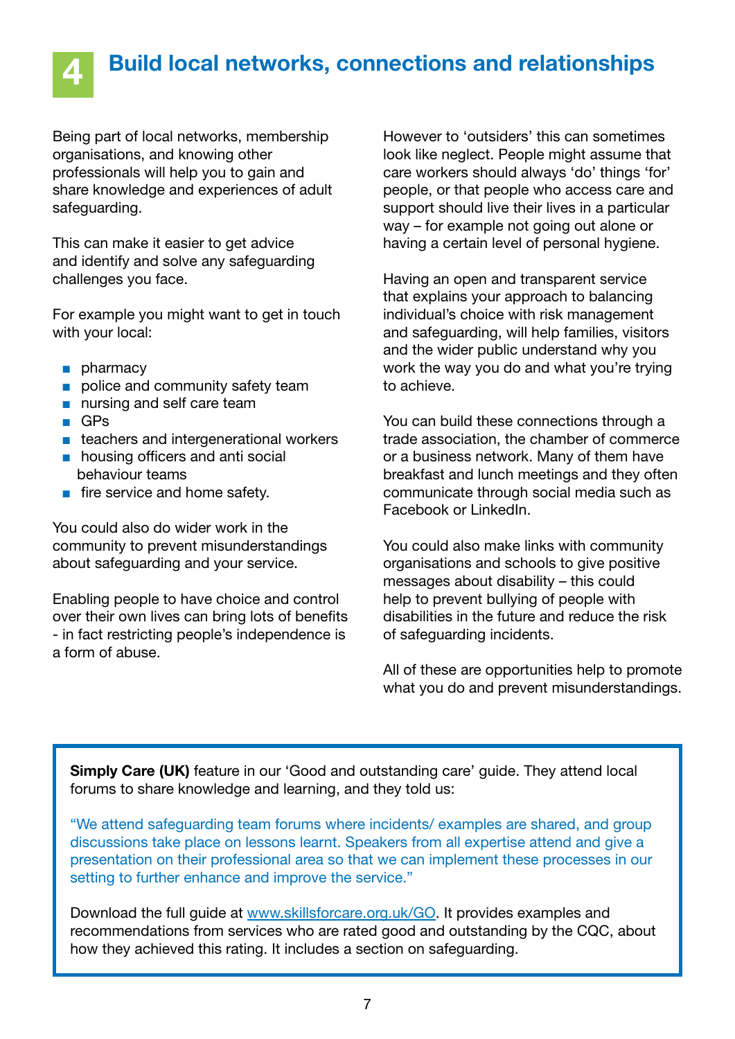# 4 Build local networks, connections and relationships

Being part of local networks, membership organisations, and knowing other professionals will help you to gain and share knowledge and experiences of adult safeguarding.

This can make it easier to get advice and identify and solve any safeguarding challenges you face.

For example you might want to get in touch with your local:

- pharmacy
- police and community safety team
- nursing and self care team
- GPs
- teachers and intergenerational workers
- housing officers and anti social behaviour teams
- fire service and home safety.

You could also do wider work in the community to prevent misunderstandings about safeguarding and your service.

Enabling people to have choice and control over their own lives can bring lots of benefits - in fact restricting people's independence is a form of abuse.

However to 'outsiders' this can sometimes look like neglect. People might assume that care workers should always 'do' things 'for' people, or that people who access care and support should live their lives in a particular way – for example not going out alone or having a certain level of personal hygiene.

Having an open and transparent service that explains your approach to balancing individual's choice with risk management and safeguarding, will help families, visitors and the wider public understand why you work the way you do and what you're trying to achieve.

You can build these connections through a trade association, the chamber of commerce or a business network. Many of them have breakfast and lunch meetings and they often communicate through social media such as Facebook or LinkedIn.

You could also make links with community organisations and schools to give positive messages about disability – this could help to prevent bullying of people with disabilities in the future and reduce the risk of safeguarding incidents.

All of these are opportunities help to promote what you do and prevent misunderstandings.

**Simply Care (UK)** feature in our 'Good and outstanding care' guide. They attend local forums to share knowledge and learning, and they told us:

"We attend safeguarding team forums where incidents/ examples are shared, and group discussions take place on lessons learnt. Speakers from all expertise attend and give a presentation on their professional area so that we can implement these processes in our setting to further enhance and improve the service."

Download the full guide at www.skillsforcare.org.uk/GO. It provides examples and recommendations from services who are rated good and outstanding by the CQC, about how they achieved this rating. It includes a section on safeguarding.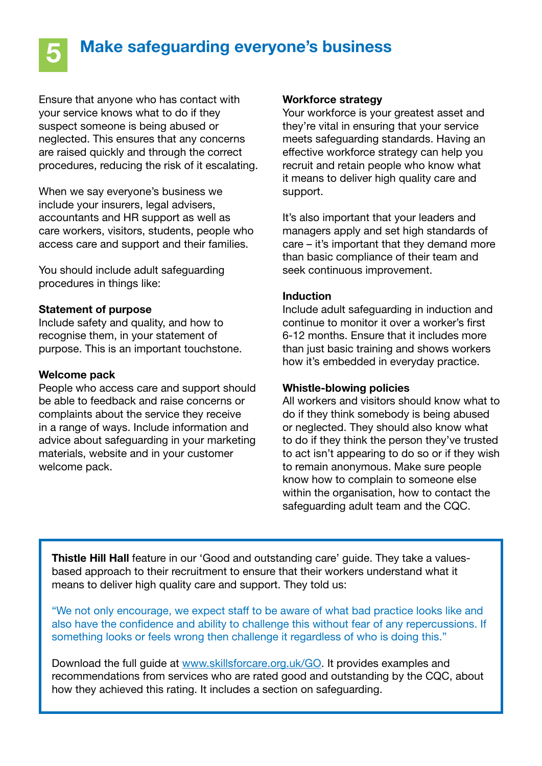# 5 Make safeguarding everyone's business

Ensure that anyone who has contact with your service knows what to do if they suspect someone is being abused or neglected. This ensures that any concerns are raised quickly and through the correct procedures, reducing the risk of it escalating.

When we say everyone's business we include your insurers, legal advisers, accountants and HR support as well as care workers, visitors, students, people who access care and support and their families.

You should include adult safeguarding procedures in things like:

**Statement of purpose**
Include safety and quality, and how to recognise them, in your statement of purpose. This is an important touchstone.

**Welcome pack**
People who access care and support should be able to feedback and raise concerns or complaints about the service they receive in a range of ways. Include information and advice about safeguarding in your marketing materials, website and in your customer welcome pack.

**Workforce strategy**
Your workforce is your greatest asset and they're vital in ensuring that your service meets safeguarding standards. Having an effective workforce strategy can help you recruit and retain people who know what it means to deliver high quality care and support.

It's also important that your leaders and managers apply and set high standards of care – it's important that they demand more than basic compliance of their team and seek continuous improvement.

**Induction**
Include adult safeguarding in induction and continue to monitor it over a worker's first 6-12 months. Ensure that it includes more than just basic training and shows workers how it's embedded in everyday practice.

**Whistle-blowing policies**
All workers and visitors should know what to do if they think somebody is being abused or neglected. They should also know what to do if they think the person they've trusted to act isn't appearing to do so or if they wish to remain anonymous. Make sure people know how to complain to someone else within the organisation, how to contact the safeguarding adult team and the CQC.

**Thistle Hill Hall** feature in our 'Good and outstanding care' guide. They take a values-based approach to their recruitment to ensure that their workers understand what it means to deliver high quality care and support. They told us:

"We not only encourage, we expect staff to be aware of what bad practice looks like and also have the confidence and ability to challenge this without fear of any repercussions. If something looks or feels wrong then challenge it regardless of who is doing this."

Download the full guide at www.skillsforcare.org.uk/GO. It provides examples and recommendations from services who are rated good and outstanding by the CQC, about how they achieved this rating. It includes a section on safeguarding.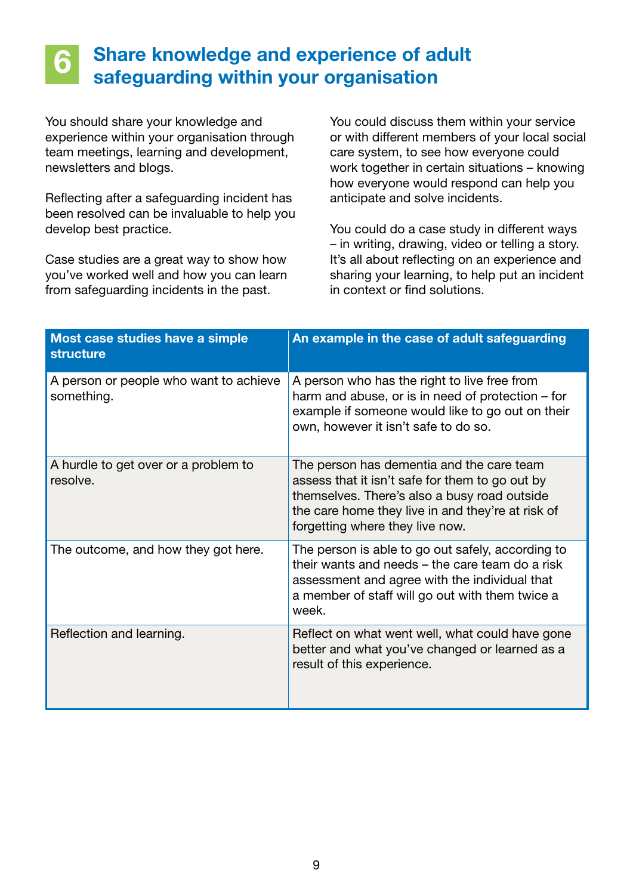## 6 Share knowledge and experience of adult safeguarding within your organisation

You should share your knowledge and experience within your organisation through team meetings, learning and development, newsletters and blogs.

Reflecting after a safeguarding incident has been resolved can be invaluable to help you develop best practice.

Case studies are a great way to show how you've worked well and how you can learn from safeguarding incidents in the past.

You could discuss them within your service or with different members of your local social care system, to see how everyone could work together in certain situations – knowing how everyone would respond can help you anticipate and solve incidents.

You could do a case study in different ways – in writing, drawing, video or telling a story. It's all about reflecting on an experience and sharing your learning, to help put an incident in context or find solutions.

| Most case studies have a simple structure | An example in the case of adult safeguarding |
|---|---|
| A person or people who want to achieve something. | A person who has the right to live free from harm and abuse, or is in need of protection – for example if someone would like to go out on their own, however it isn't safe to do so. |
| A hurdle to get over or a problem to resolve. | The person has dementia and the care team assess that it isn't safe for them to go out by themselves. There's also a busy road outside the care home they live in and they're at risk of forgetting where they live now. |
| The outcome, and how they got here. | The person is able to go out safely, according to their wants and needs – the care team do a risk assessment and agree with the individual that a member of staff will go out with them twice a week. |
| Reflection and learning. | Reflect on what went well, what could have gone better and what you've changed or learned as a result of this experience. |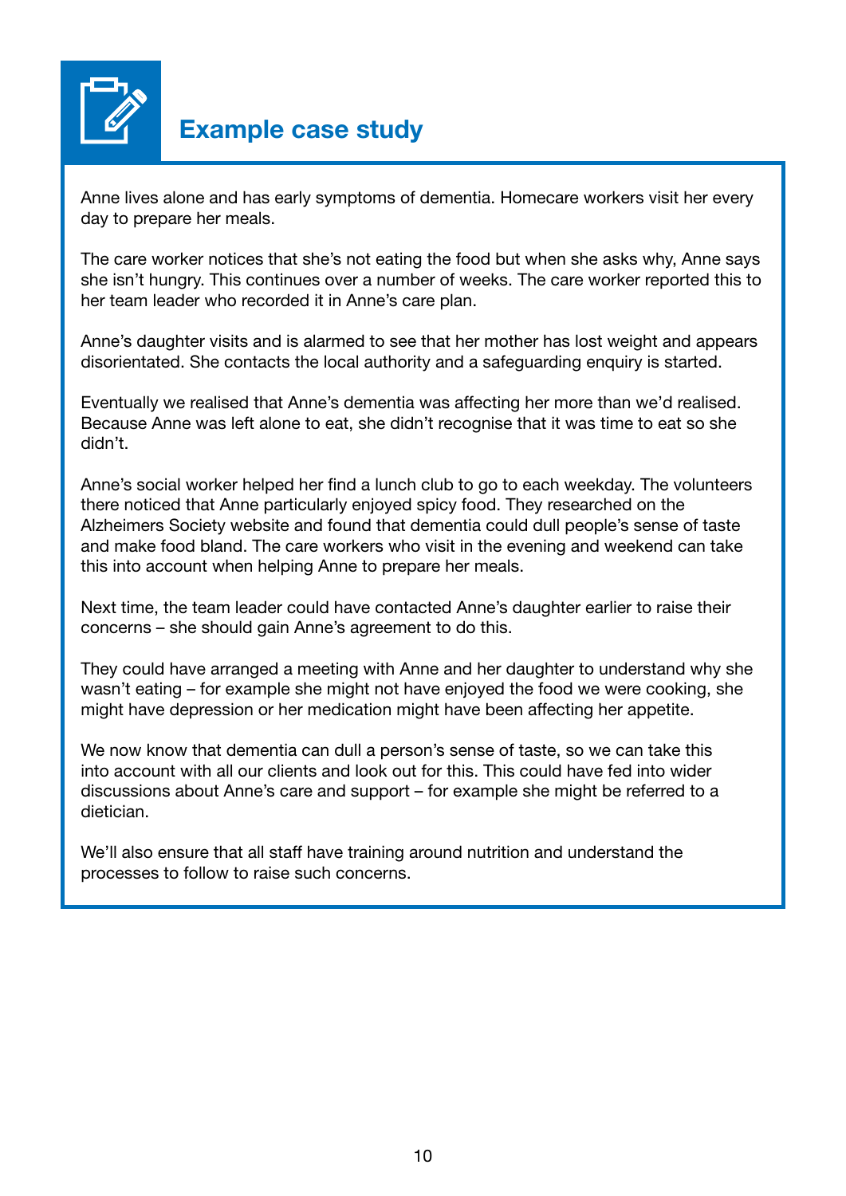## Example case study

Anne lives alone and has early symptoms of dementia. Homecare workers visit her every day to prepare her meals.

The care worker notices that she's not eating the food but when she asks why, Anne says she isn't hungry. This continues over a number of weeks. The care worker reported this to her team leader who recorded it in Anne's care plan.

Anne's daughter visits and is alarmed to see that her mother has lost weight and appears disorientated. She contacts the local authority and a safeguarding enquiry is started.

Eventually we realised that Anne's dementia was affecting her more than we'd realised. Because Anne was left alone to eat, she didn't recognise that it was time to eat so she didn't.

Anne's social worker helped her find a lunch club to go to each weekday. The volunteers there noticed that Anne particularly enjoyed spicy food. They researched on the Alzheimers Society website and found that dementia could dull people's sense of taste and make food bland. The care workers who visit in the evening and weekend can take this into account when helping Anne to prepare her meals.

Next time, the team leader could have contacted Anne's daughter earlier to raise their concerns – she should gain Anne's agreement to do this.

They could have arranged a meeting with Anne and her daughter to understand why she wasn't eating – for example she might not have enjoyed the food we were cooking, she might have depression or her medication might have been affecting her appetite.

We now know that dementia can dull a person's sense of taste, so we can take this into account with all our clients and look out for this. This could have fed into wider discussions about Anne's care and support – for example she might be referred to a dietician.

We'll also ensure that all staff have training around nutrition and understand the processes to follow to raise such concerns.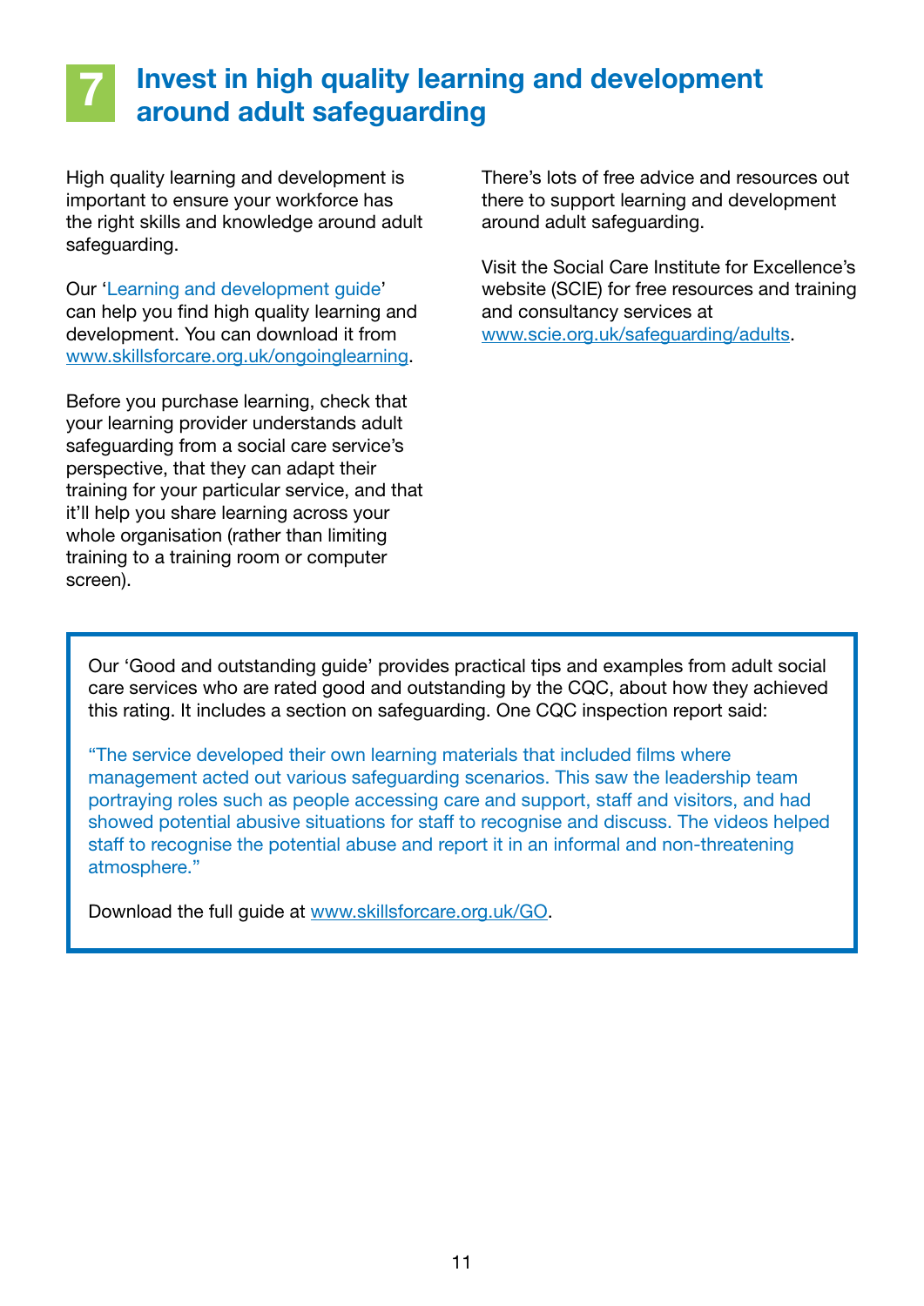# 7 Invest in high quality learning and development around adult safeguarding

High quality learning and development is important to ensure your workforce has the right skills and knowledge around adult safeguarding.

Our 'Learning and development guide' can help you find high quality learning and development. You can download it from www.skillsforcare.org.uk/ongoinglearning.

Before you purchase learning, check that your learning provider understands adult safeguarding from a social care service's perspective, that they can adapt their training for your particular service, and that it'll help you share learning across your whole organisation (rather than limiting training to a training room or computer screen).

There's lots of free advice and resources out there to support learning and development around adult safeguarding.

Visit the Social Care Institute for Excellence's website (SCIE) for free resources and training and consultancy services at www.scie.org.uk/safeguarding/adults.

Our 'Good and outstanding guide' provides practical tips and examples from adult social care services who are rated good and outstanding by the CQC, about how they achieved this rating. It includes a section on safeguarding. One CQC inspection report said:

"The service developed their own learning materials that included films where management acted out various safeguarding scenarios. This saw the leadership team portraying roles such as people accessing care and support, staff and visitors, and had showed potential abusive situations for staff to recognise and discuss. The videos helped staff to recognise the potential abuse and report it in an informal and non-threatening atmosphere."

Download the full guide at www.skillsforcare.org.uk/GO.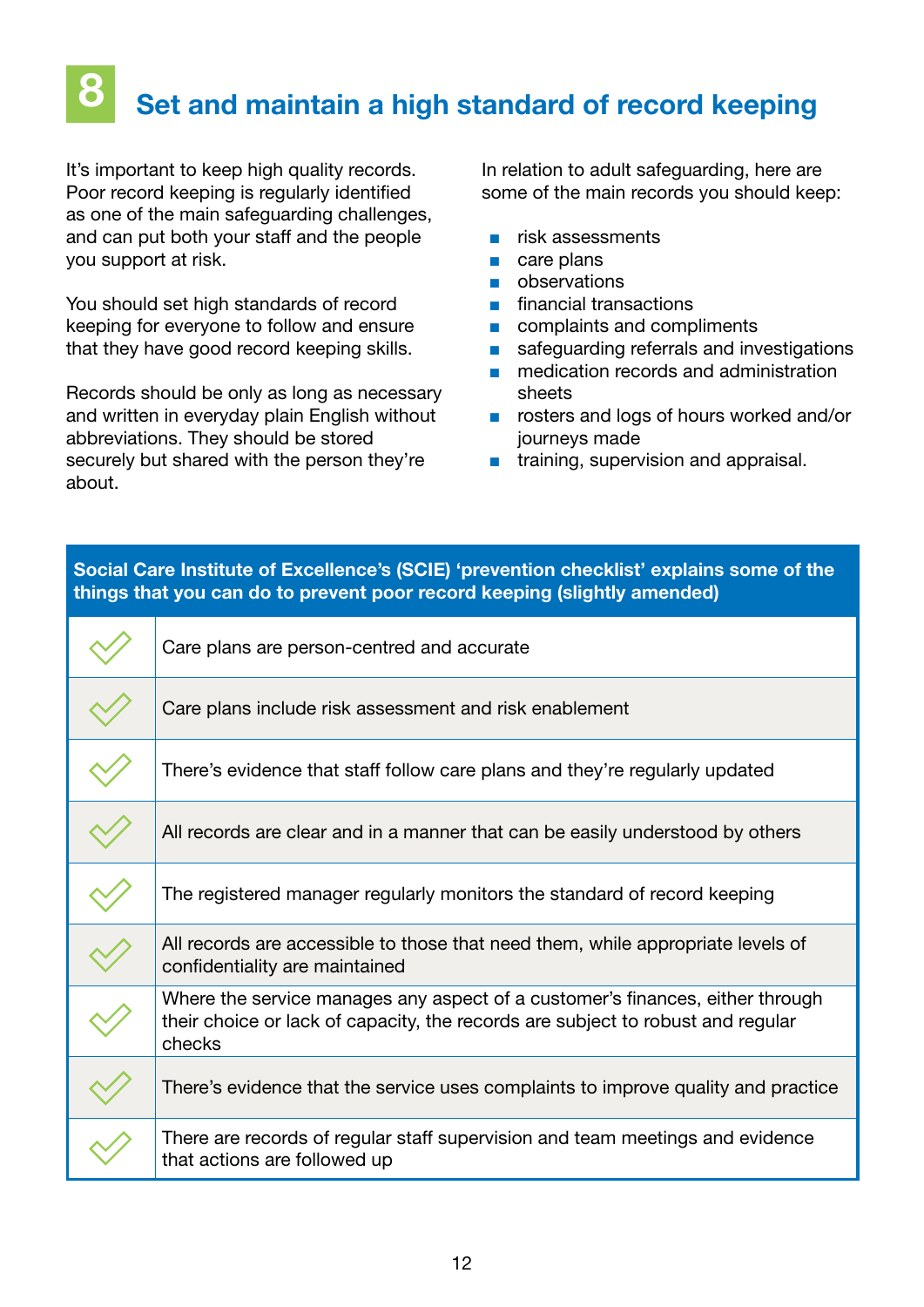# 8 Set and maintain a high standard of record keeping

It's important to keep high quality records. Poor record keeping is regularly identified as one of the main safeguarding challenges, and can put both your staff and the people you support at risk.

You should set high standards of record keeping for everyone to follow and ensure that they have good record keeping skills.

Records should be only as long as necessary and written in everyday plain English without abbreviations. They should be stored securely but shared with the person they're about.

In relation to adult safeguarding, here are some of the main records you should keep:

- risk assessments
- care plans
- observations
- financial transactions
- complaints and compliments
- safeguarding referrals and investigations
- medication records and administration sheets
- rosters and logs of hours worked and/or journeys made
- training, supervision and appraisal.

| Social Care Institute of Excellence's (SCIE) 'prevention checklist' explains some of the things that you can do to prevent poor record keeping (slightly amended) | |
|---|---|
| ✓ | Care plans are person-centred and accurate |
| ✓ | Care plans include risk assessment and risk enablement |
| ✓ | There's evidence that staff follow care plans and they're regularly updated |
| ✓ | All records are clear and in a manner that can be easily understood by others |
| ✓ | The registered manager regularly monitors the standard of record keeping |
| ✓ | All records are accessible to those that need them, while appropriate levels of confidentiality are maintained |
| ✓ | Where the service manages any aspect of a customer's finances, either through their choice or lack of capacity, the records are subject to robust and regular checks |
| ✓ | There's evidence that the service uses complaints to improve quality and practice |
| ✓ | There are records of regular staff supervision and team meetings and evidence that actions are followed up |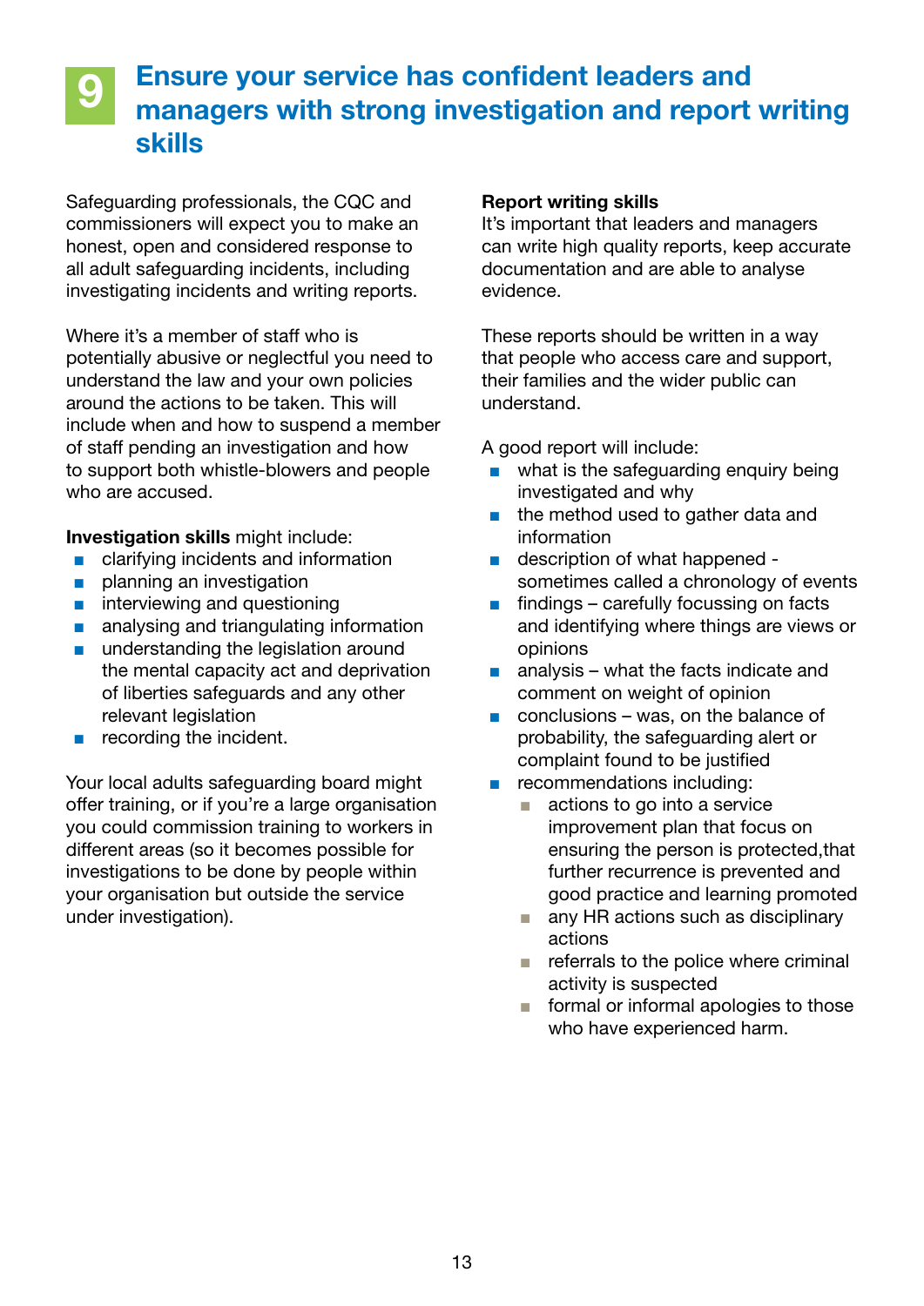## 9 Ensure your service has confident leaders and managers with strong investigation and report writing skills

Safeguarding professionals, the CQC and commissioners will expect you to make an honest, open and considered response to all adult safeguarding incidents, including investigating incidents and writing reports.

Where it's a member of staff who is potentially abusive or neglectful you need to understand the law and your own policies around the actions to be taken. This will include when and how to suspend a member of staff pending an investigation and how to support both whistle-blowers and people who are accused.

**Investigation skills** might include:

- clarifying incidents and information
- planning an investigation
- interviewing and questioning
- analysing and triangulating information
- understanding the legislation around the mental capacity act and deprivation of liberties safeguards and any other relevant legislation
- recording the incident.

Your local adults safeguarding board might offer training, or if you're a large organisation you could commission training to workers in different areas (so it becomes possible for investigations to be done by people within your organisation but outside the service under investigation).

**Report writing skills**
It's important that leaders and managers can write high quality reports, keep accurate documentation and are able to analyse evidence.

These reports should be written in a way that people who access care and support, their families and the wider public can understand.

A good report will include:

- what is the safeguarding enquiry being investigated and why
- the method used to gather data and information
- description of what happened - sometimes called a chronology of events
- findings – carefully focussing on facts and identifying where things are views or opinions
- analysis – what the facts indicate and comment on weight of opinion
- conclusions – was, on the balance of probability, the safeguarding alert or complaint found to be justified
- recommendations including:
  - actions to go into a service improvement plan that focus on ensuring the person is protected,that further recurrence is prevented and good practice and learning promoted
  - any HR actions such as disciplinary actions
  - referrals to the police where criminal activity is suspected
  - formal or informal apologies to those who have experienced harm.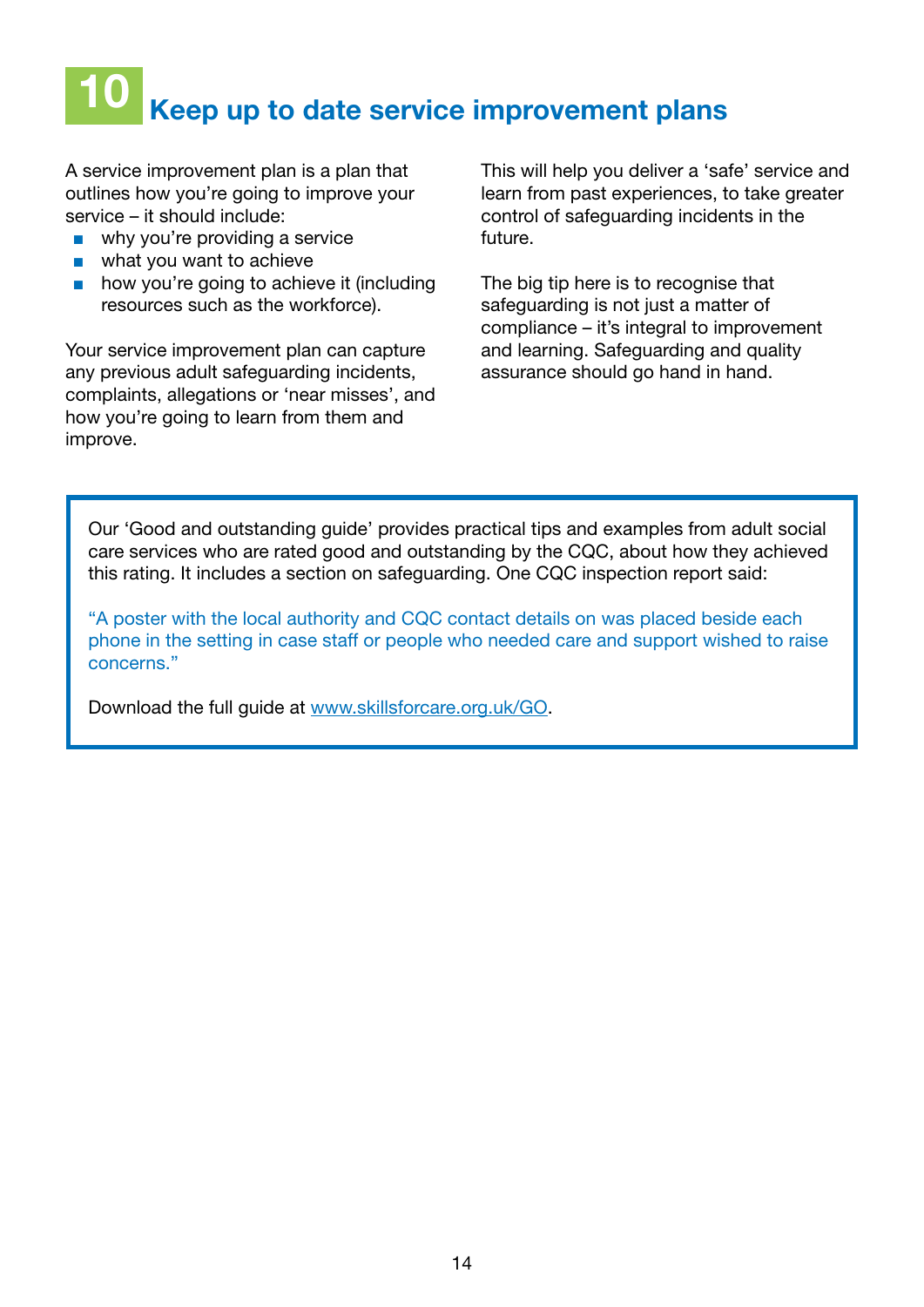# 10 Keep up to date service improvement plans

A service improvement plan is a plan that outlines how you're going to improve your service – it should include:

- why you're providing a service
- what you want to achieve
- how you're going to achieve it (including resources such as the workforce).

Your service improvement plan can capture any previous adult safeguarding incidents, complaints, allegations or 'near misses', and how you're going to learn from them and improve.

This will help you deliver a 'safe' service and learn from past experiences, to take greater control of safeguarding incidents in the future.

The big tip here is to recognise that safeguarding is not just a matter of compliance – it's integral to improvement and learning. Safeguarding and quality assurance should go hand in hand.

> Our 'Good and outstanding guide' provides practical tips and examples from adult social care services who are rated good and outstanding by the CQC, about how they achieved this rating. It includes a section on safeguarding. One CQC inspection report said:
>
> "A poster with the local authority and CQC contact details on was placed beside each phone in the setting in case staff or people who needed care and support wished to raise concerns."
>
> Download the full guide at www.skillsforcare.org.uk/GO.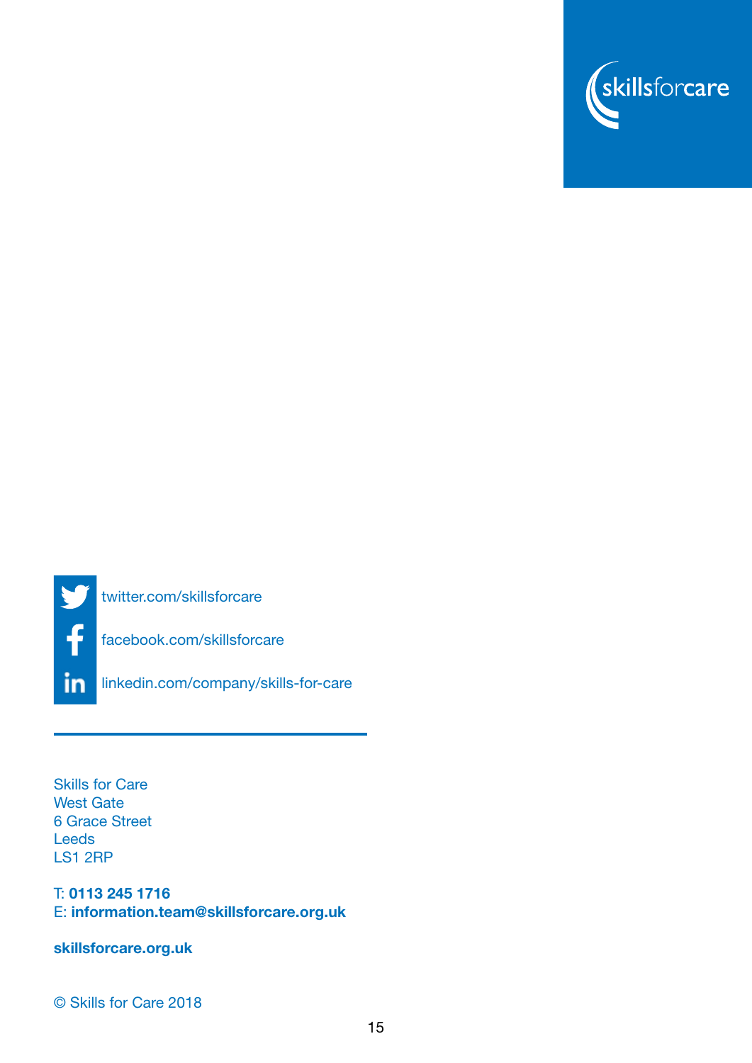skillsforcare

twitter.com/skillsforcare

facebook.com/skillsforcare

linkedin.com/company/skills-for-care

---

Skills for Care
West Gate
6 Grace Street
Leeds
LS1 2RP

T: **0113 245 1716**
E: **information.team@skillsforcare.org.uk**

**skillsforcare.org.uk**

© Skills for Care 2018